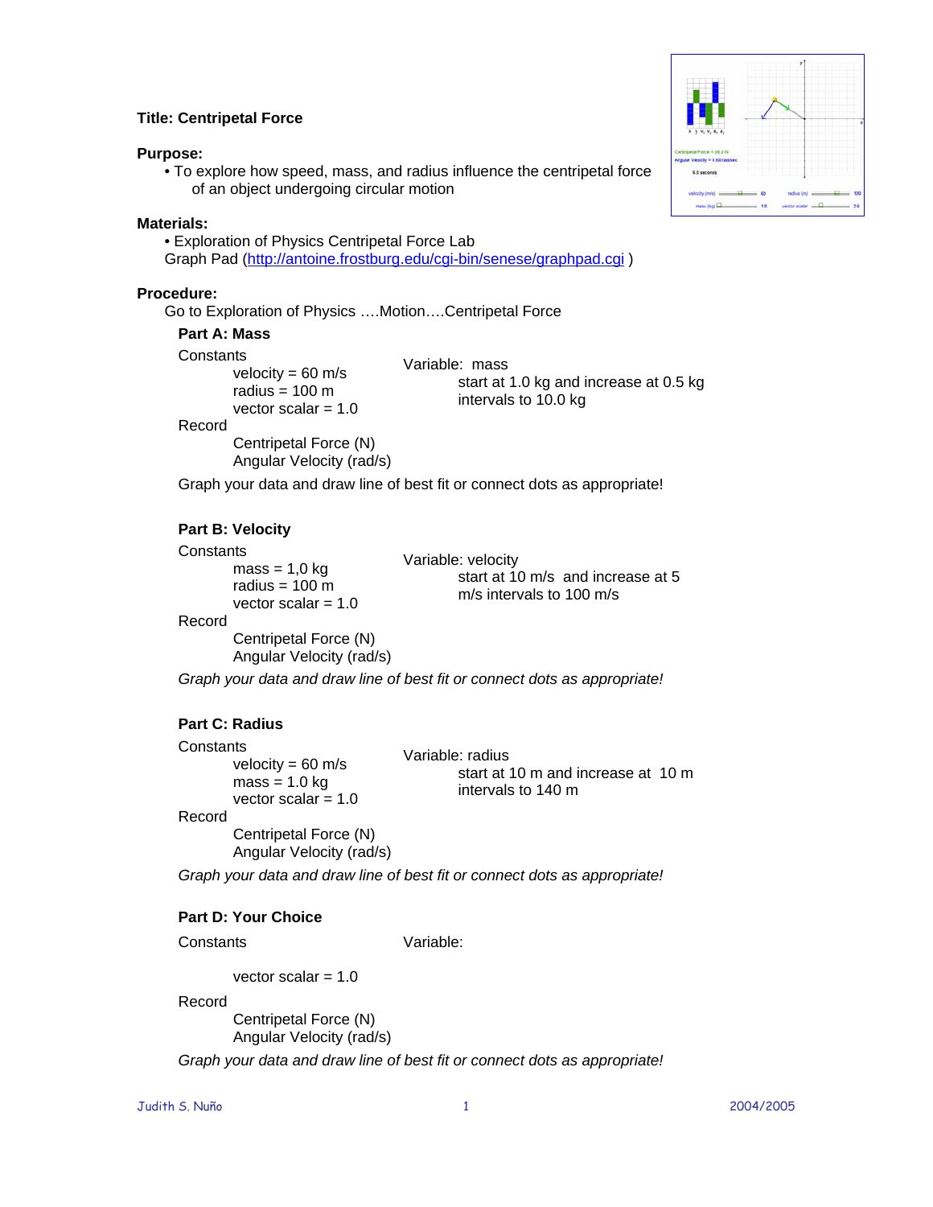**Title: Centripetal Force**

**Purpose:**

- To explore how speed, mass, and radius influence the centripetal force of an object undergoing circular motion

**Materials:**

- Exploration of Physics Centripetal Force Lab
  Graph Pad (http://antoine.frostburg.edu/cgi-bin/senese/graphpad.cgi )

**Procedure:**

Go to Exploration of Physics ….Motion….Centripetal Force

**Part A: Mass**

Constants
- velocity = 60 m/s
- radius = 100 m
- vector scalar = 1.0

Variable: mass
- start at 1.0 kg and increase at 0.5 kg intervals to 10.0 kg

Record
- Centripetal Force (N)
- Angular Velocity (rad/s)

Graph your data and draw line of best fit or connect dots as appropriate!

**Part B: Velocity**

Constants
- mass = 1,0 kg
- radius = 100 m
- vector scalar = 1.0

Variable: velocity
- start at 10 m/s and increase at 5 m/s intervals to 100 m/s

Record
- Centripetal Force (N)
- Angular Velocity (rad/s)

*Graph your data and draw line of best fit or connect dots as appropriate!*

**Part C: Radius**

Constants
- velocity = 60 m/s
- mass = 1.0 kg
- vector scalar = 1.0

Variable: radius
- start at 10 m and increase at 10 m intervals to 140 m

Record
- Centripetal Force (N)
- Angular Velocity (rad/s)

*Graph your data and draw line of best fit or connect dots as appropriate!*

**Part D: Your Choice**

Constants
- vector scalar = 1.0

Variable:

Record
- Centripetal Force (N)
- Angular Velocity (rad/s)

*Graph your data and draw line of best fit or connect dots as appropriate!*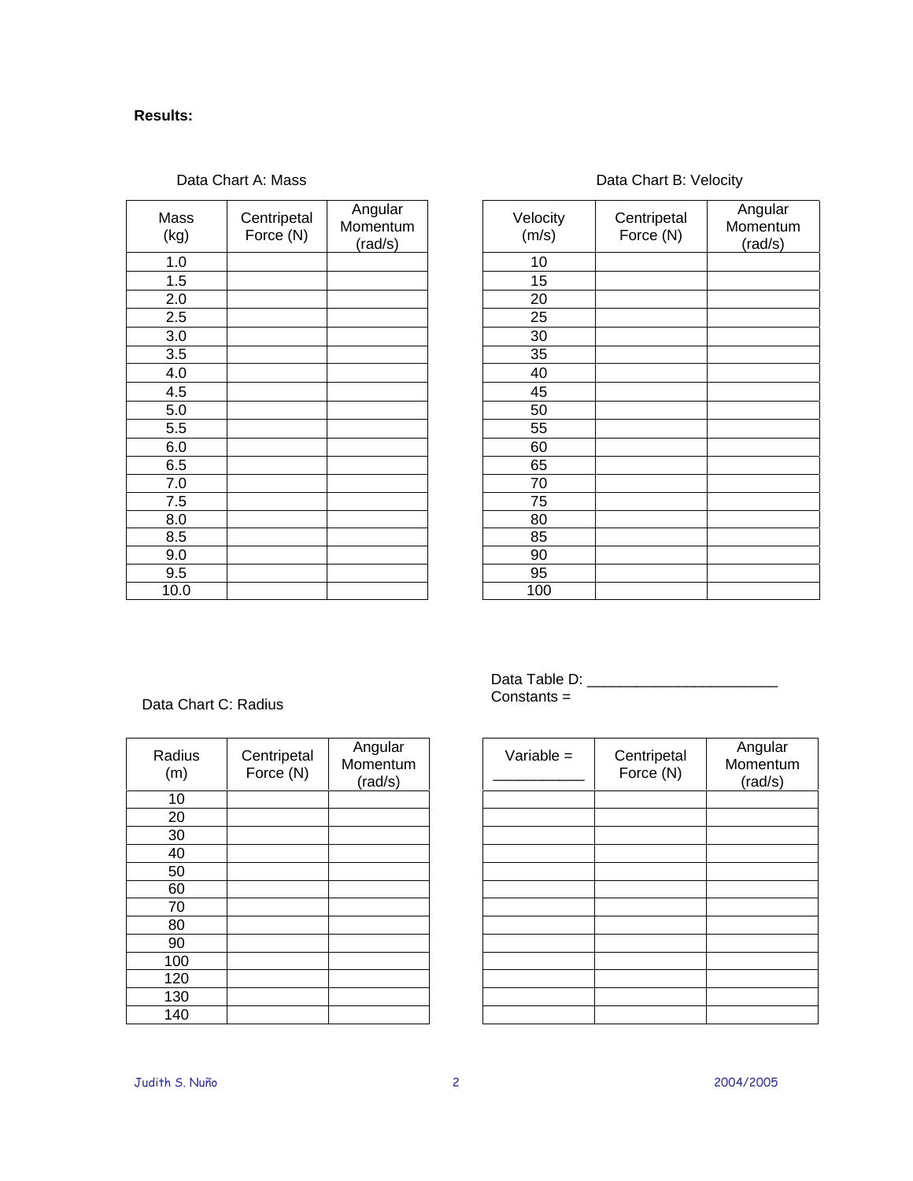**Results:**

Data Chart A: Mass

| Mass (kg) | Centripetal Force (N) | Angular Momentum (rad/s) |
|---|---|---|
| 1.0 | | |
| 1.5 | | |
| 2.0 | | |
| 2.5 | | |
| 3.0 | | |
| 3.5 | | |
| 4.0 | | |
| 4.5 | | |
| 5.0 | | |
| 5.5 | | |
| 6.0 | | |
| 6.5 | | |
| 7.0 | | |
| 7.5 | | |
| 8.0 | | |
| 8.5 | | |
| 9.0 | | |
| 9.5 | | |
| 10.0 | | |

Data Chart B: Velocity

| Velocity (m/s) | Centripetal Force (N) | Angular Momentum (rad/s) |
|---|---|---|
| 10 | | |
| 15 | | |
| 20 | | |
| 25 | | |
| 30 | | |
| 35 | | |
| 40 | | |
| 45 | | |
| 50 | | |
| 55 | | |
| 60 | | |
| 65 | | |
| 70 | | |
| 75 | | |
| 80 | | |
| 85 | | |
| 90 | | |
| 95 | | |
| 100 | | |

Data Chart C: Radius

| Radius (m) | Centripetal Force (N) | Angular Momentum (rad/s) |
|---|---|---|
| 10 | | |
| 20 | | |
| 30 | | |
| 40 | | |
| 50 | | |
| 60 | | |
| 70 | | |
| 80 | | |
| 90 | | |
| 100 | | |
| 120 | | |
| 130 | | |
| 140 | | |

Data Table D: _______________________
Constants =

| Variable = ___________ | Centripetal Force (N) | Angular Momentum (rad/s) |
|---|---|---|
| | | |
| | | |
| | | |
| | | |
| | | |
| | | |
| | | |
| | | |
| | | |
| | | |
| | | |
| | | |
| | | |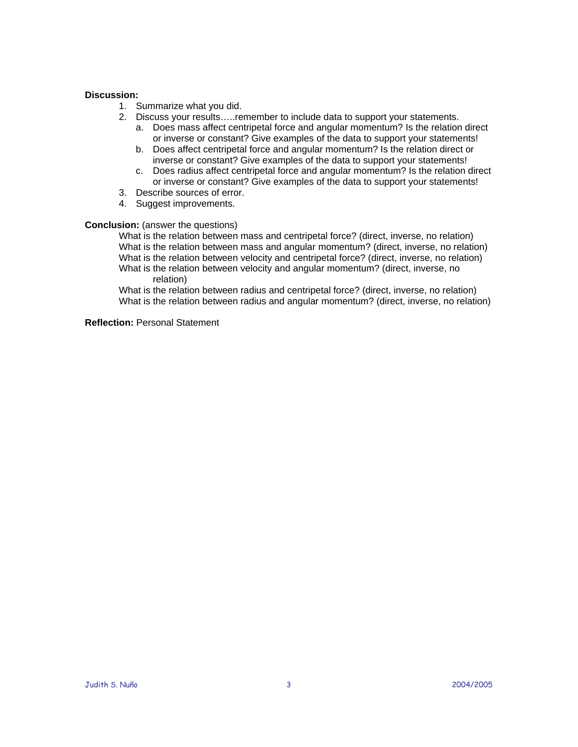**Discussion:**

1. Summarize what you did.
2. Discuss your results…..remember to include data to support your statements.
   a. Does mass affect centripetal force and angular momentum? Is the relation direct or inverse or constant? Give examples of the data to support your statements!
   b. Does affect centripetal force and angular momentum? Is the relation direct or inverse or constant? Give examples of the data to support your statements!
   c. Does radius affect centripetal force and angular momentum? Is the relation direct or inverse or constant? Give examples of the data to support your statements!
3. Describe sources of error.
4. Suggest improvements.

**Conclusion:** (answer the questions)

What is the relation between mass and centripetal force? (direct, inverse, no relation)
What is the relation between mass and angular momentum? (direct, inverse, no relation)
What is the relation between velocity and centripetal force? (direct, inverse, no relation)
What is the relation between velocity and angular momentum? (direct, inverse, no relation)
What is the relation between radius and centripetal force? (direct, inverse, no relation)
What is the relation between radius and angular momentum? (direct, inverse, no relation)

**Reflection:** Personal Statement